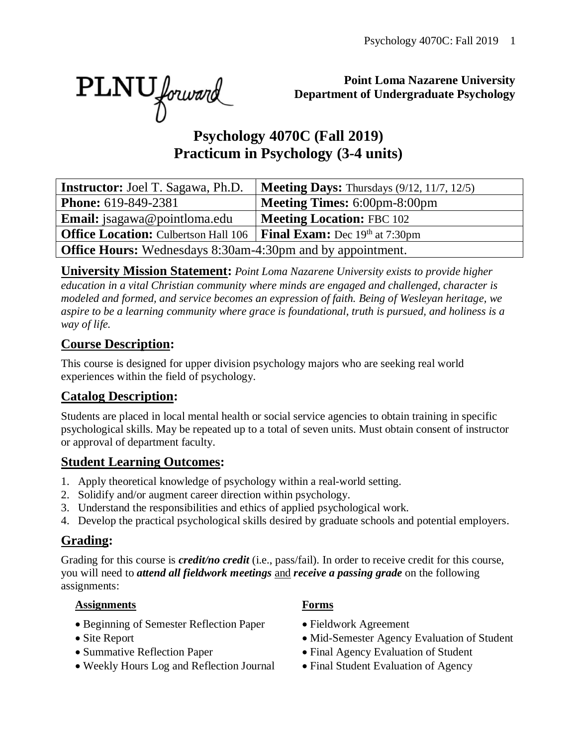**Point Loma Nazarene University**
**Department of Undergraduate Psychology**

# Psychology 4070C (Fall 2019)
# Practicum in Psychology (3-4 units)

| **Instructor:** Joel T. Sagawa, Ph.D. | **Meeting Days:** Thursdays (9/12, 11/7, 12/5) |
|---|---|
| **Phone:** 619-849-2381 | **Meeting Times:** 6:00pm-8:00pm |
| **Email:** jsagawa@pointloma.edu | **Meeting Location:** FBC 102 |
| **Office Location:** Culbertson Hall 106 | **Final Exam:** Dec 19th at 7:30pm |
| **Office Hours:** Wednesdays 8:30am-4:30pm and by appointment. | |

**University Mission Statement:** *Point Loma Nazarene University exists to provide higher education in a vital Christian community where minds are engaged and challenged, character is modeled and formed, and service becomes an expression of faith. Being of Wesleyan heritage, we aspire to be a learning community where grace is foundational, truth is pursued, and holiness is a way of life.*

## Course Description:

This course is designed for upper division psychology majors who are seeking real world experiences within the field of psychology.

## Catalog Description:

Students are placed in local mental health or social service agencies to obtain training in specific psychological skills. May be repeated up to a total of seven units. Must obtain consent of instructor or approval of department faculty.

## Student Learning Outcomes:

1. Apply theoretical knowledge of psychology within a real-world setting.
2. Solidify and/or augment career direction within psychology.
3. Understand the responsibilities and ethics of applied psychological work.
4. Develop the practical psychological skills desired by graduate schools and potential employers.

## Grading:

Grading for this course is ***credit/no credit*** (i.e., pass/fail). In order to receive credit for this course, you will need to ***attend all fieldwork meetings*** and ***receive a passing grade*** on the following assignments:

**Assignments**

- Beginning of Semester Reflection Paper
- Site Report
- Summative Reflection Paper
- Weekly Hours Log and Reflection Journal

**Forms**

- Fieldwork Agreement
- Mid-Semester Agency Evaluation of Student
- Final Agency Evaluation of Student
- Final Student Evaluation of Agency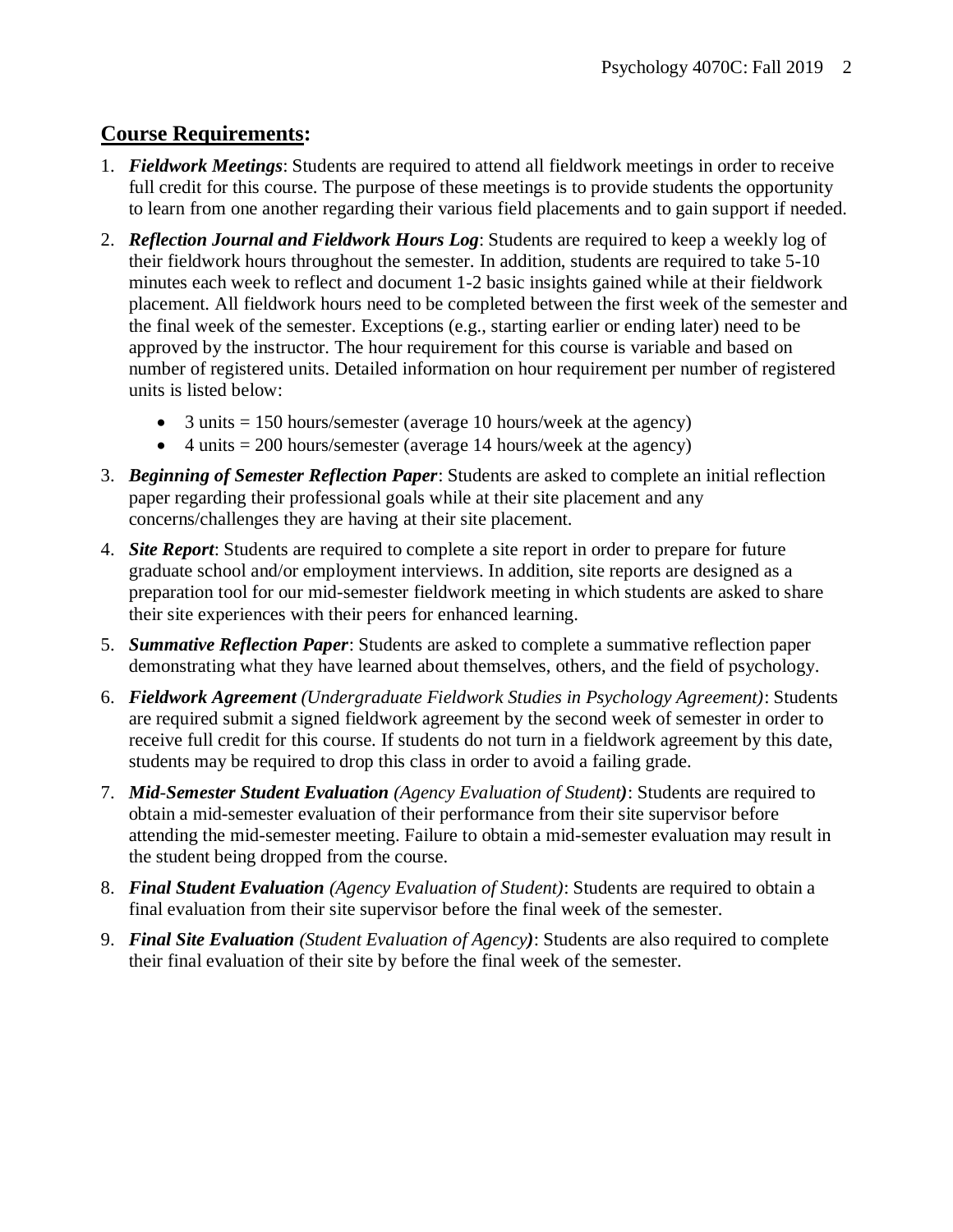## **Course Requirements:**

1. ***Fieldwork Meetings***: Students are required to attend all fieldwork meetings in order to receive full credit for this course. The purpose of these meetings is to provide students the opportunity to learn from one another regarding their various field placements and to gain support if needed.
2. ***Reflection Journal and Fieldwork Hours Log***: Students are required to keep a weekly log of their fieldwork hours throughout the semester. In addition, students are required to take 5-10 minutes each week to reflect and document 1-2 basic insights gained while at their fieldwork placement. All fieldwork hours need to be completed between the first week of the semester and the final week of the semester. Exceptions (e.g., starting earlier or ending later) need to be approved by the instructor. The hour requirement for this course is variable and based on number of registered units. Detailed information on hour requirement per number of registered units is listed below:
   - 3 units = 150 hours/semester (average 10 hours/week at the agency)
   - 4 units = 200 hours/semester (average 14 hours/week at the agency)
3. ***Beginning of Semester Reflection Paper***: Students are asked to complete an initial reflection paper regarding their professional goals while at their site placement and any concerns/challenges they are having at their site placement.
4. ***Site Report***: Students are required to complete a site report in order to prepare for future graduate school and/or employment interviews. In addition, site reports are designed as a preparation tool for our mid-semester fieldwork meeting in which students are asked to share their site experiences with their peers for enhanced learning.
5. ***Summative Reflection Paper***: Students are asked to complete a summative reflection paper demonstrating what they have learned about themselves, others, and the field of psychology.
6. ***Fieldwork Agreement*** *(Undergraduate Fieldwork Studies in Psychology Agreement)*: Students are required submit a signed fieldwork agreement by the second week of semester in order to receive full credit for this course. If students do not turn in a fieldwork agreement by this date, students may be required to drop this class in order to avoid a failing grade.
7. ***Mid-Semester Student Evaluation*** *(Agency Evaluation of Student)*: Students are required to obtain a mid-semester evaluation of their performance from their site supervisor before attending the mid-semester meeting. Failure to obtain a mid-semester evaluation may result in the student being dropped from the course.
8. ***Final Student Evaluation*** *(Agency Evaluation of Student)*: Students are required to obtain a final evaluation from their site supervisor before the final week of the semester.
9. ***Final Site Evaluation*** *(Student Evaluation of Agency)*: Students are also required to complete their final evaluation of their site by before the final week of the semester.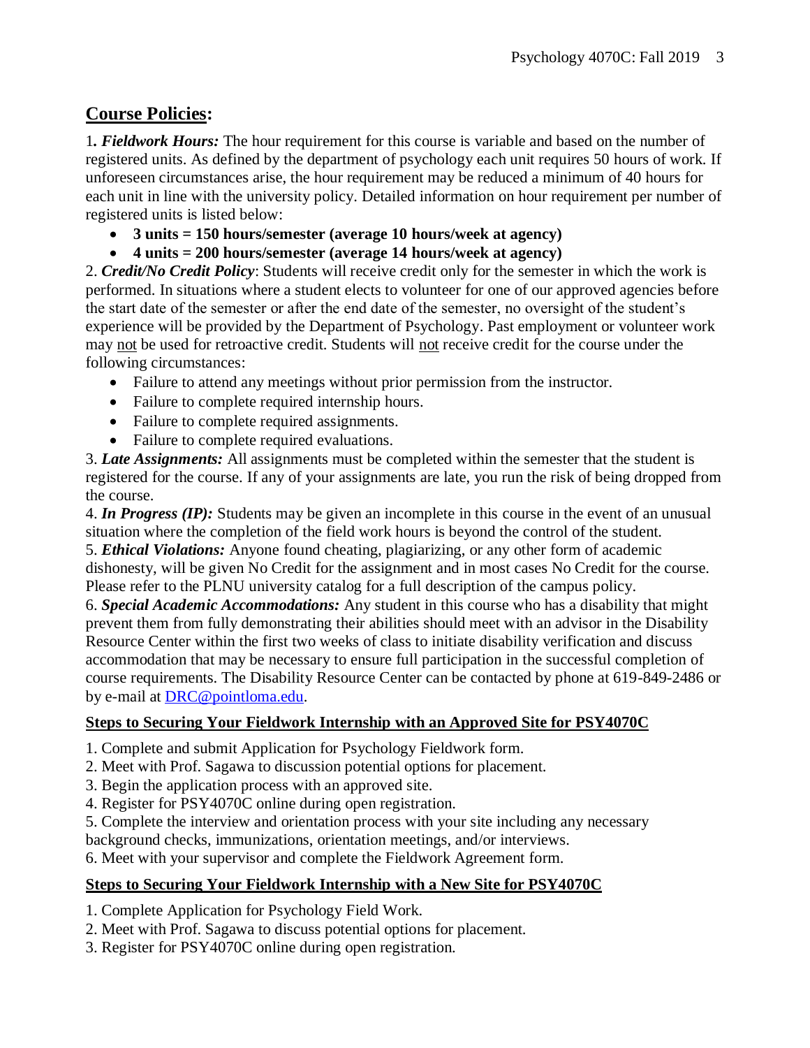## Course Policies:

1. ***Fieldwork Hours:*** The hour requirement for this course is variable and based on the number of registered units. As defined by the department of psychology each unit requires 50 hours of work. If unforeseen circumstances arise, the hour requirement may be reduced a minimum of 40 hours for each unit in line with the university policy. Detailed information on hour requirement per number of registered units is listed below:

- **3 units = 150 hours/semester (average 10 hours/week at agency)**
- **4 units = 200 hours/semester (average 14 hours/week at agency)**

2. ***Credit/No Credit Policy***: Students will receive credit only for the semester in which the work is performed. In situations where a student elects to volunteer for one of our approved agencies before the start date of the semester or after the end date of the semester, no oversight of the student's experience will be provided by the Department of Psychology. Past employment or volunteer work may <u>not</u> be used for retroactive credit. Students will <u>not</u> receive credit for the course under the following circumstances:

- Failure to attend any meetings without prior permission from the instructor.
- Failure to complete required internship hours.
- Failure to complete required assignments.
- Failure to complete required evaluations.

3. ***Late Assignments:*** All assignments must be completed within the semester that the student is registered for the course. If any of your assignments are late, you run the risk of being dropped from the course.

4. ***In Progress (IP):*** Students may be given an incomplete in this course in the event of an unusual situation where the completion of the field work hours is beyond the control of the student.

5. ***Ethical Violations:*** Anyone found cheating, plagiarizing, or any other form of academic dishonesty, will be given No Credit for the assignment and in most cases No Credit for the course. Please refer to the PLNU university catalog for a full description of the campus policy.

6. ***Special Academic Accommodations:*** Any student in this course who has a disability that might prevent them from fully demonstrating their abilities should meet with an advisor in the Disability Resource Center within the first two weeks of class to initiate disability verification and discuss accommodation that may be necessary to ensure full participation in the successful completion of course requirements. The Disability Resource Center can be contacted by phone at 619-849-2486 or by e-mail at [DRC@pointloma.edu](mailto:DRC@pointloma.edu).

### <u>Steps to Securing Your Fieldwork Internship with an Approved Site for PSY4070C</u>

1. Complete and submit Application for Psychology Fieldwork form.
2. Meet with Prof. Sagawa to discussion potential options for placement.
3. Begin the application process with an approved site.
4. Register for PSY4070C online during open registration.
5. Complete the interview and orientation process with your site including any necessary background checks, immunizations, orientation meetings, and/or interviews.
6. Meet with your supervisor and complete the Fieldwork Agreement form.

### <u>Steps to Securing Your Fieldwork Internship with a New Site for PSY4070C</u>

1. Complete Application for Psychology Field Work.
2. Meet with Prof. Sagawa to discuss potential options for placement.
3. Register for PSY4070C online during open registration.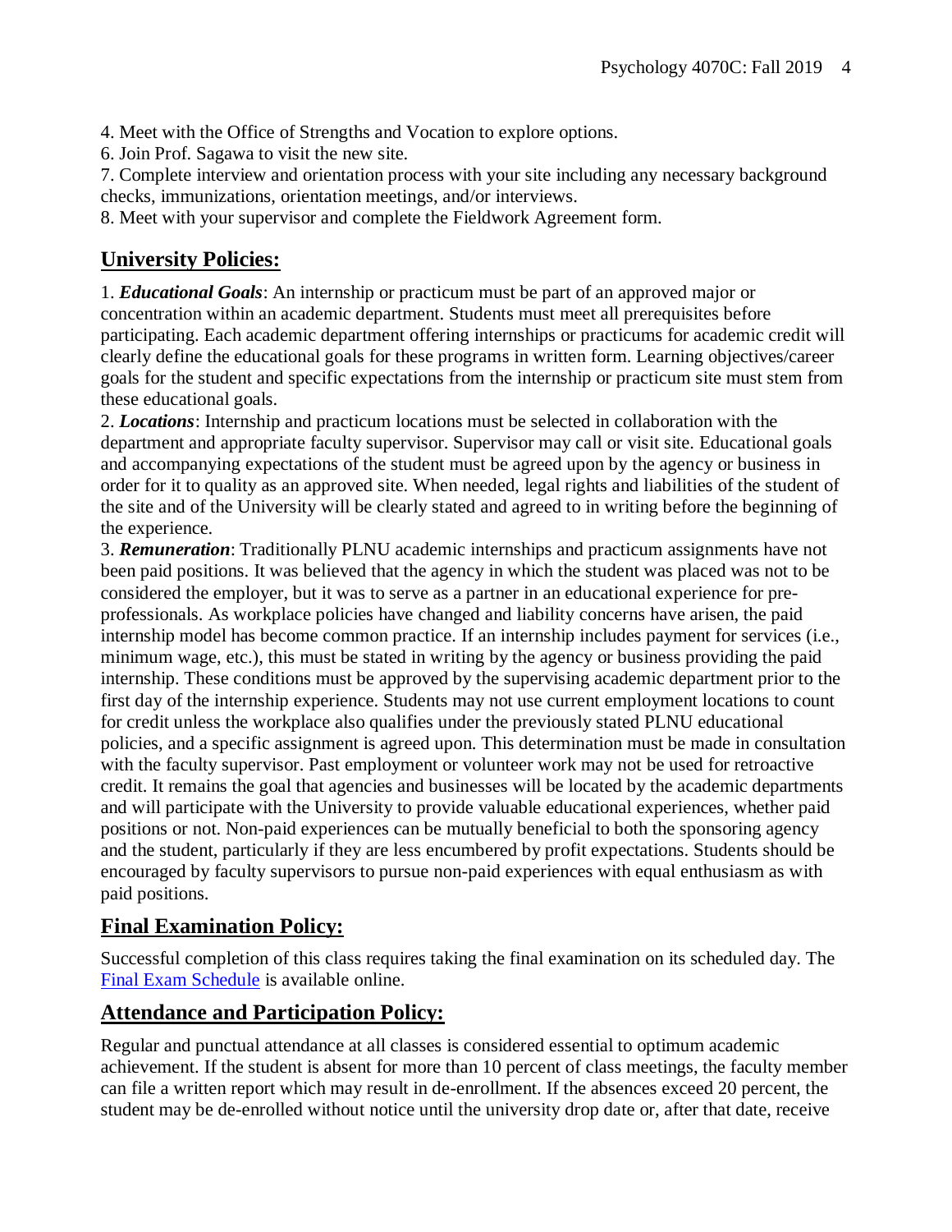4. Meet with the Office of Strengths and Vocation to explore options.
6. Join Prof. Sagawa to visit the new site.
7. Complete interview and orientation process with your site including any necessary background checks, immunizations, orientation meetings, and/or interviews.
8. Meet with your supervisor and complete the Fieldwork Agreement form.

## University Policies:

1. ***Educational Goals***: An internship or practicum must be part of an approved major or concentration within an academic department. Students must meet all prerequisites before participating. Each academic department offering internships or practicums for academic credit will clearly define the educational goals for these programs in written form. Learning objectives/career goals for the student and specific expectations from the internship or practicum site must stem from these educational goals.
2. ***Locations***: Internship and practicum locations must be selected in collaboration with the department and appropriate faculty supervisor. Supervisor may call or visit site. Educational goals and accompanying expectations of the student must be agreed upon by the agency or business in order for it to quality as an approved site. When needed, legal rights and liabilities of the student of the site and of the University will be clearly stated and agreed to in writing before the beginning of the experience.
3. ***Remuneration***: Traditionally PLNU academic internships and practicum assignments have not been paid positions. It was believed that the agency in which the student was placed was not to be considered the employer, but it was to serve as a partner in an educational experience for pre-professionals. As workplace policies have changed and liability concerns have arisen, the paid internship model has become common practice. If an internship includes payment for services (i.e., minimum wage, etc.), this must be stated in writing by the agency or business providing the paid internship. These conditions must be approved by the supervising academic department prior to the first day of the internship experience. Students may not use current employment locations to count for credit unless the workplace also qualifies under the previously stated PLNU educational policies, and a specific assignment is agreed upon. This determination must be made in consultation with the faculty supervisor. Past employment or volunteer work may not be used for retroactive credit. It remains the goal that agencies and businesses will be located by the academic departments and will participate with the University to provide valuable educational experiences, whether paid positions or not. Non-paid experiences can be mutually beneficial to both the sponsoring agency and the student, particularly if they are less encumbered by profit expectations. Students should be encouraged by faculty supervisors to pursue non-paid experiences with equal enthusiasm as with paid positions.

## Final Examination Policy:

Successful completion of this class requires taking the final examination on its scheduled day. The Final Exam Schedule is available online.

## Attendance and Participation Policy:

Regular and punctual attendance at all classes is considered essential to optimum academic achievement. If the student is absent for more than 10 percent of class meetings, the faculty member can file a written report which may result in de-enrollment. If the absences exceed 20 percent, the student may be de-enrolled without notice until the university drop date or, after that date, receive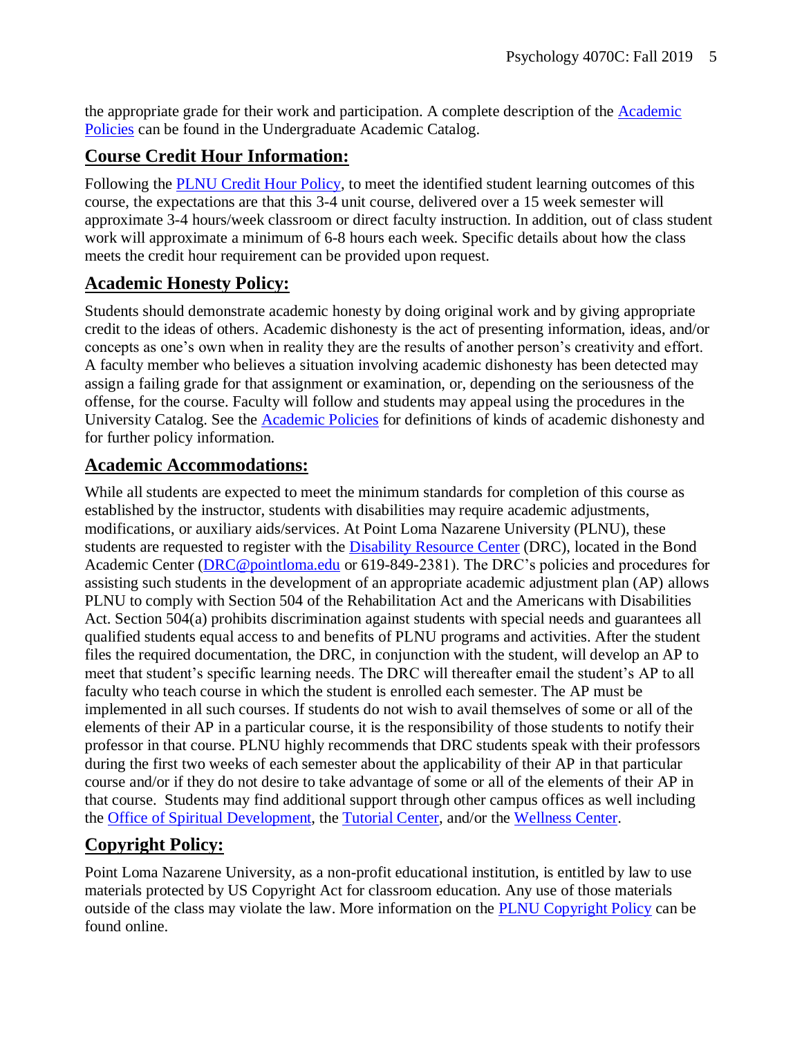the appropriate grade for their work and participation. A complete description of the [Academic Policies](#) can be found in the Undergraduate Academic Catalog.

## Course Credit Hour Information:

Following the [PLNU Credit Hour Policy](#), to meet the identified student learning outcomes of this course, the expectations are that this 3-4 unit course, delivered over a 15 week semester will approximate 3-4 hours/week classroom or direct faculty instruction. In addition, out of class student work will approximate a minimum of 6-8 hours each week. Specific details about how the class meets the credit hour requirement can be provided upon request.

## Academic Honesty Policy:

Students should demonstrate academic honesty by doing original work and by giving appropriate credit to the ideas of others. Academic dishonesty is the act of presenting information, ideas, and/or concepts as one's own when in reality they are the results of another person's creativity and effort. A faculty member who believes a situation involving academic dishonesty has been detected may assign a failing grade for that assignment or examination, or, depending on the seriousness of the offense, for the course. Faculty will follow and students may appeal using the procedures in the University Catalog. See the [Academic Policies](#) for definitions of kinds of academic dishonesty and for further policy information.

## Academic Accommodations:

While all students are expected to meet the minimum standards for completion of this course as established by the instructor, students with disabilities may require academic adjustments, modifications, or auxiliary aids/services. At Point Loma Nazarene University (PLNU), these students are requested to register with the [Disability Resource Center](#) (DRC), located in the Bond Academic Center ([DRC@pointloma.edu](mailto:DRC@pointloma.edu) or 619-849-2381). The DRC's policies and procedures for assisting such students in the development of an appropriate academic adjustment plan (AP) allows PLNU to comply with Section 504 of the Rehabilitation Act and the Americans with Disabilities Act. Section 504(a) prohibits discrimination against students with special needs and guarantees all qualified students equal access to and benefits of PLNU programs and activities. After the student files the required documentation, the DRC, in conjunction with the student, will develop an AP to meet that student's specific learning needs. The DRC will thereafter email the student's AP to all faculty who teach course in which the student is enrolled each semester. The AP must be implemented in all such courses. If students do not wish to avail themselves of some or all of the elements of their AP in a particular course, it is the responsibility of those students to notify their professor in that course. PLNU highly recommends that DRC students speak with their professors during the first two weeks of each semester about the applicability of their AP in that particular course and/or if they do not desire to take advantage of some or all of the elements of their AP in that course. Students may find additional support through other campus offices as well including the [Office of Spiritual Development](#), the [Tutorial Center](#), and/or the [Wellness Center](#).

## Copyright Policy:

Point Loma Nazarene University, as a non-profit educational institution, is entitled by law to use materials protected by US Copyright Act for classroom education. Any use of those materials outside of the class may violate the law. More information on the [PLNU Copyright Policy](#) can be found online.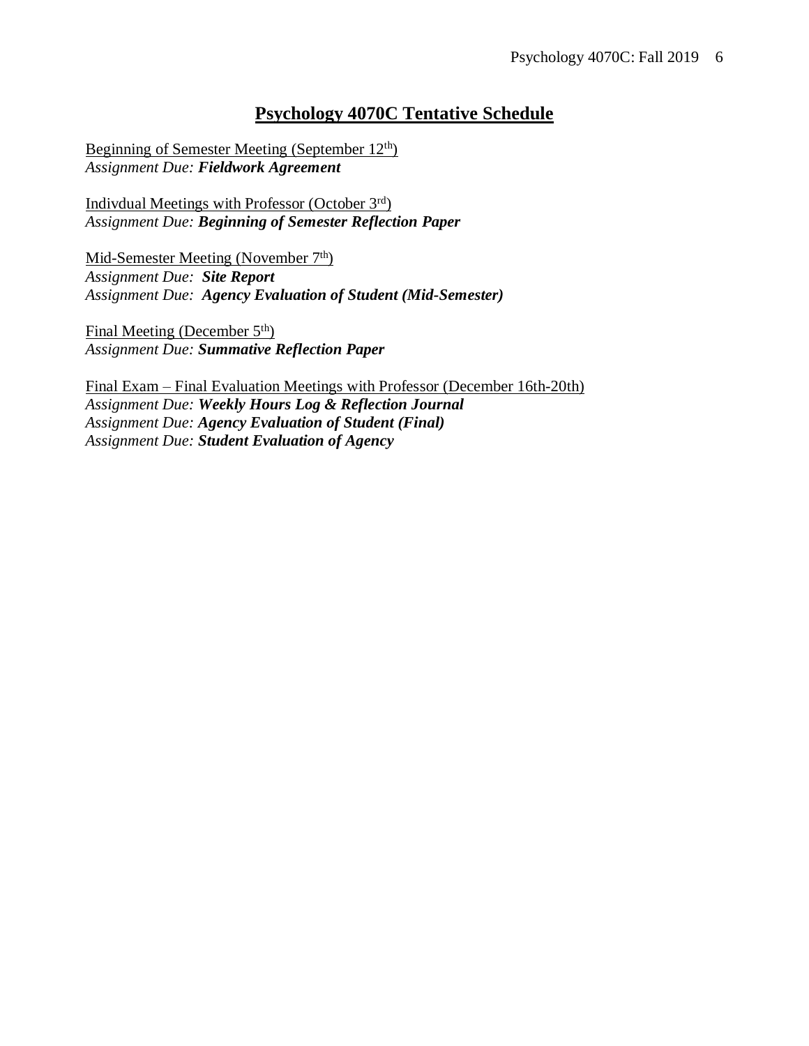## Psychology 4070C Tentative Schedule

Beginning of Semester Meeting (September 12th)
*Assignment Due:* ***Fieldwork Agreement***

Indivdual Meetings with Professor (October 3rd)
*Assignment Due:* ***Beginning of Semester Reflection Paper***

Mid-Semester Meeting (November 7th)
*Assignment Due:* ***Site Report***
*Assignment Due:* ***Agency Evaluation of Student (Mid-Semester)***

Final Meeting (December 5th)
*Assignment Due:* ***Summative Reflection Paper***

Final Exam – Final Evaluation Meetings with Professor (December 16th-20th)
*Assignment Due:* ***Weekly Hours Log & Reflection Journal***
*Assignment Due:* ***Agency Evaluation of Student (Final)***
*Assignment Due:* ***Student Evaluation of Agency***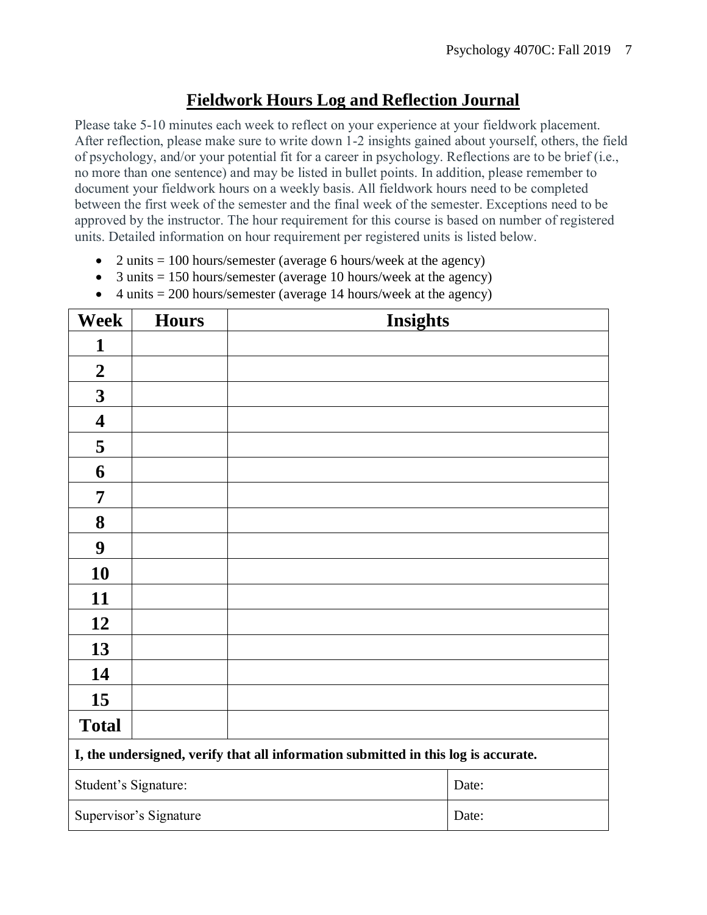## Fieldwork Hours Log and Reflection Journal

Please take 5-10 minutes each week to reflect on your experience at your fieldwork placement. After reflection, please make sure to write down 1-2 insights gained about yourself, others, the field of psychology, and/or your potential fit for a career in psychology. Reflections are to be brief (i.e., no more than one sentence) and may be listed in bullet points. In addition, please remember to document your fieldwork hours on a weekly basis. All fieldwork hours need to be completed between the first week of the semester and the final week of the semester. Exceptions need to be approved by the instructor. The hour requirement for this course is based on number of registered units. Detailed information on hour requirement per registered units is listed below.

- 2 units = 100 hours/semester (average 6 hours/week at the agency)
- 3 units = 150 hours/semester (average 10 hours/week at the agency)
- 4 units = 200 hours/semester (average 14 hours/week at the agency)

| Week | Hours | Insights |
|---|---|---|
| **1** | | |
| **2** | | |
| **3** | | |
| **4** | | |
| **5** | | |
| **6** | | |
| **7** | | |
| **8** | | |
| **9** | | |
| **10** | | |
| **11** | | |
| **12** | | |
| **13** | | |
| **14** | | |
| **15** | | |
| **Total** | | |

**I, the undersigned, verify that all information submitted in this log is accurate.**

| | |
|---|---|
| Student's Signature: | Date: |
| Supervisor's Signature | Date: |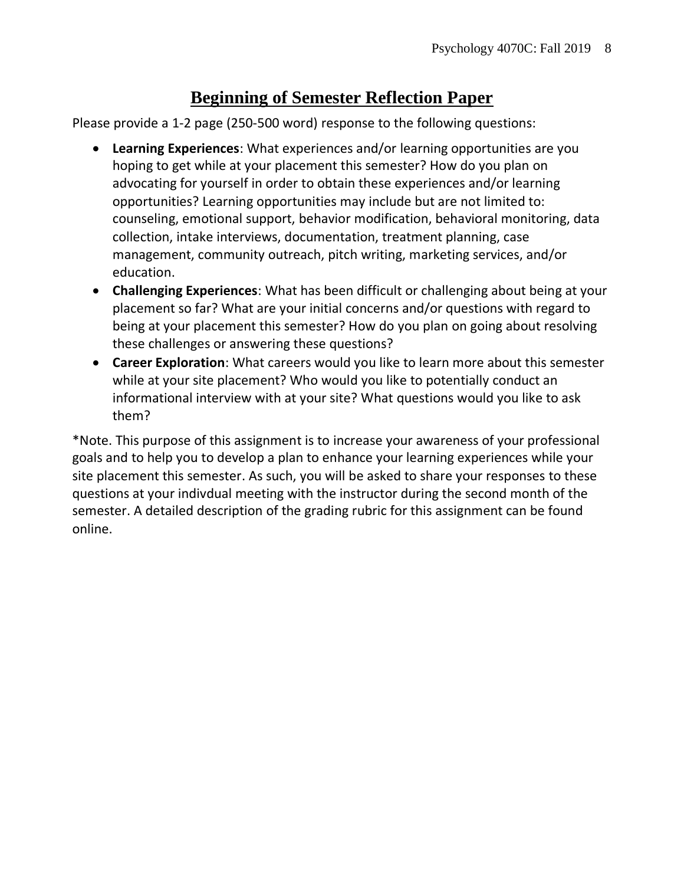# Beginning of Semester Reflection Paper

Please provide a 1-2 page (250-500 word) response to the following questions:

- **Learning Experiences**: What experiences and/or learning opportunities are you hoping to get while at your placement this semester? How do you plan on advocating for yourself in order to obtain these experiences and/or learning opportunities? Learning opportunities may include but are not limited to: counseling, emotional support, behavior modification, behavioral monitoring, data collection, intake interviews, documentation, treatment planning, case management, community outreach, pitch writing, marketing services, and/or education.
- **Challenging Experiences**: What has been difficult or challenging about being at your placement so far? What are your initial concerns and/or questions with regard to being at your placement this semester? How do you plan on going about resolving these challenges or answering these questions?
- **Career Exploration**: What careers would you like to learn more about this semester while at your site placement? Who would you like to potentially conduct an informational interview with at your site? What questions would you like to ask them?

*Note. This purpose of this assignment is to increase your awareness of your professional goals and to help you to develop a plan to enhance your learning experiences while your site placement this semester. As such, you will be asked to share your responses to these questions at your indivdual meeting with the instructor during the second month of the semester. A detailed description of the grading rubric for this assignment can be found online.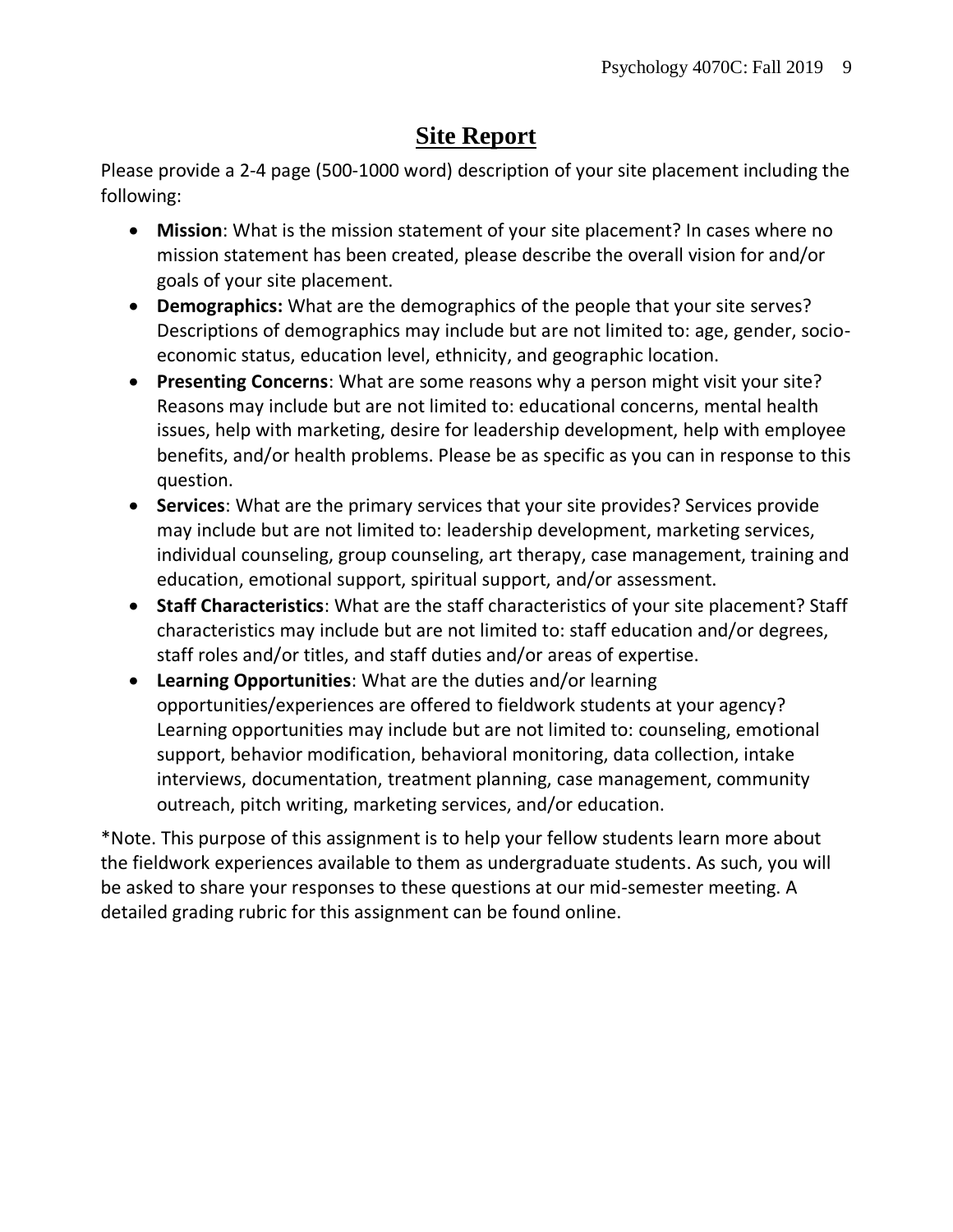# Site Report

Please provide a 2-4 page (500-1000 word) description of your site placement including the following:

- **Mission**: What is the mission statement of your site placement? In cases where no mission statement has been created, please describe the overall vision for and/or goals of your site placement.
- **Demographics:** What are the demographics of the people that your site serves? Descriptions of demographics may include but are not limited to: age, gender, socio-economic status, education level, ethnicity, and geographic location.
- **Presenting Concerns**: What are some reasons why a person might visit your site? Reasons may include but are not limited to: educational concerns, mental health issues, help with marketing, desire for leadership development, help with employee benefits, and/or health problems. Please be as specific as you can in response to this question.
- **Services**: What are the primary services that your site provides? Services provide may include but are not limited to: leadership development, marketing services, individual counseling, group counseling, art therapy, case management, training and education, emotional support, spiritual support, and/or assessment.
- **Staff Characteristics**: What are the staff characteristics of your site placement? Staff characteristics may include but are not limited to: staff education and/or degrees, staff roles and/or titles, and staff duties and/or areas of expertise.
- **Learning Opportunities**: What are the duties and/or learning opportunities/experiences are offered to fieldwork students at your agency? Learning opportunities may include but are not limited to: counseling, emotional support, behavior modification, behavioral monitoring, data collection, intake interviews, documentation, treatment planning, case management, community outreach, pitch writing, marketing services, and/or education.

*Note. This purpose of this assignment is to help your fellow students learn more about the fieldwork experiences available to them as undergraduate students. As such, you will be asked to share your responses to these questions at our mid-semester meeting. A detailed grading rubric for this assignment can be found online.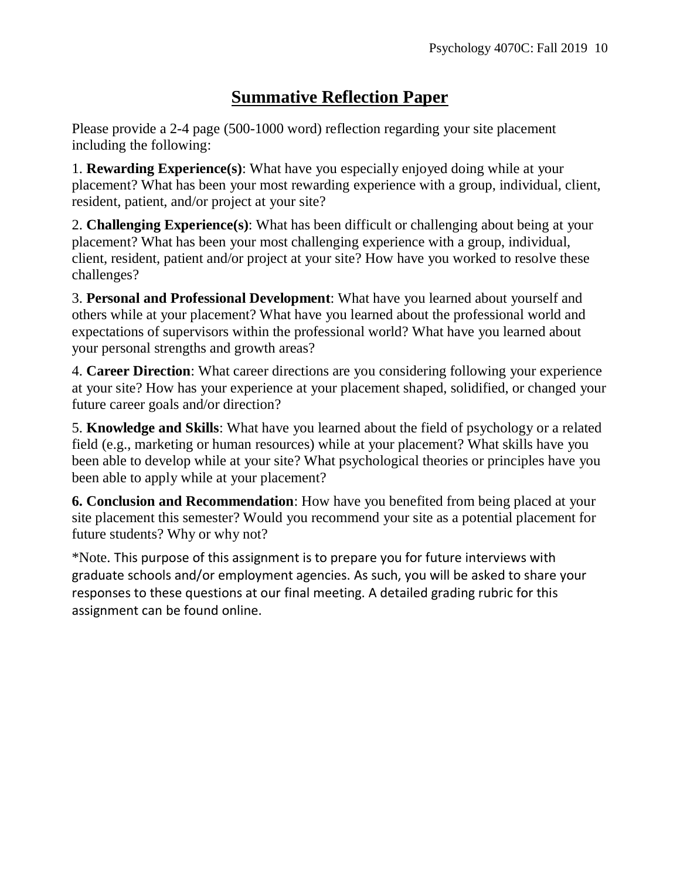# Summative Reflection Paper

Please provide a 2-4 page (500-1000 word) reflection regarding your site placement including the following:

1. **Rewarding Experience(s)**: What have you especially enjoyed doing while at your placement? What has been your most rewarding experience with a group, individual, client, resident, patient, and/or project at your site?

2. **Challenging Experience(s)**: What has been difficult or challenging about being at your placement? What has been your most challenging experience with a group, individual, client, resident, patient and/or project at your site? How have you worked to resolve these challenges?

3. **Personal and Professional Development**: What have you learned about yourself and others while at your placement? What have you learned about the professional world and expectations of supervisors within the professional world? What have you learned about your personal strengths and growth areas?

4. **Career Direction**: What career directions are you considering following your experience at your site? How has your experience at your placement shaped, solidified, or changed your future career goals and/or direction?

5. **Knowledge and Skills**: What have you learned about the field of psychology or a related field (e.g., marketing or human resources) while at your placement? What skills have you been able to develop while at your site? What psychological theories or principles have you been able to apply while at your placement?

**6. Conclusion and Recommendation**: How have you benefited from being placed at your site placement this semester? Would you recommend your site as a potential placement for future students? Why or why not?

*Note. This purpose of this assignment is to prepare you for future interviews with graduate schools and/or employment agencies. As such, you will be asked to share your responses to these questions at our final meeting. A detailed grading rubric for this assignment can be found online.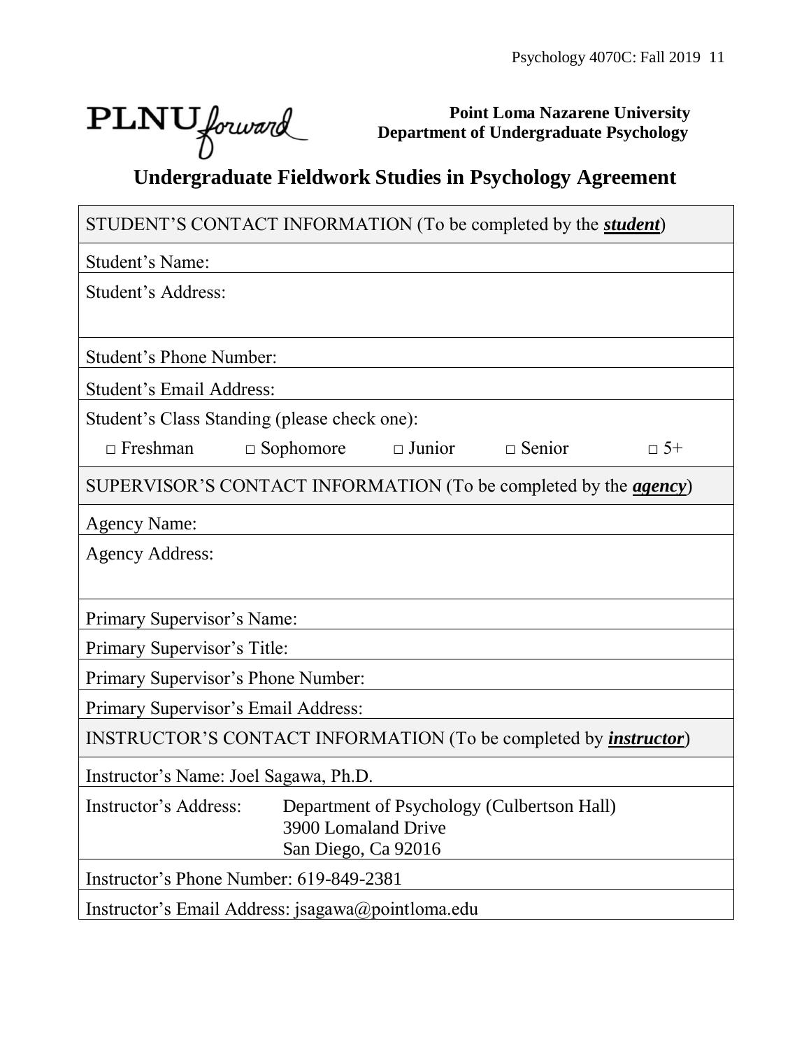PLNU forward

**Point Loma Nazarene University**
**Department of Undergraduate Psychology**

# Undergraduate Fieldwork Studies in Psychology Agreement

| STUDENT'S CONTACT INFORMATION (To be completed by the ***student***) |
|---|
| Student's Name: |
| Student's Address: |
| Student's Phone Number: |
| Student's Email Address: |
| Student's Class Standing (please check one): □ Freshman □ Sophomore □ Junior □ Senior □ 5+ |
| SUPERVISOR'S CONTACT INFORMATION (To be completed by the ***agency***) |
| Agency Name: |
| Agency Address: |
| Primary Supervisor's Name: |
| Primary Supervisor's Title: |
| Primary Supervisor's Phone Number: |
| Primary Supervisor's Email Address: |
| INSTRUCTOR'S CONTACT INFORMATION (To be completed by ***instructor***) |
| Instructor's Name: Joel Sagawa, Ph.D. |
| Instructor's Address: Department of Psychology (Culbertson Hall), 3900 Lomaland Drive, San Diego, Ca 92016 |
| Instructor's Phone Number: 619-849-2381 |
| Instructor's Email Address: jsagawa@pointloma.edu |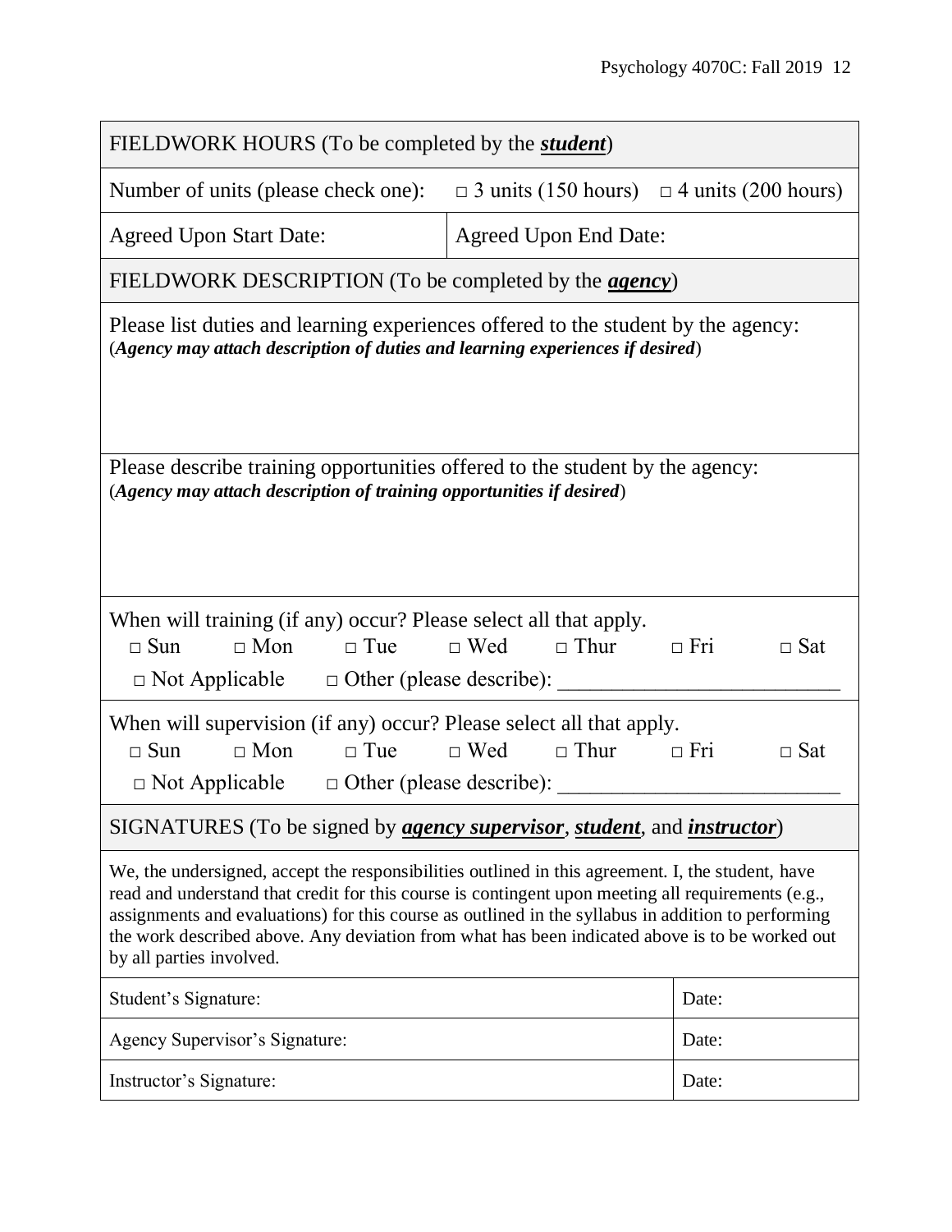| FIELDWORK HOURS (To be completed by the ***student***) | |
|---|---|
| Number of units (please check one): □ 3 units (150 hours) □ 4 units (200 hours) | |
| Agreed Upon Start Date: | Agreed Upon End Date: |

| FIELDWORK DESCRIPTION (To be completed by the ***agency***) |
|---|
| Please list duties and learning experiences offered to the student by the agency: (***Agency may attach description of duties and learning experiences if desired***) |
| Please describe training opportunities offered to the student by the agency: (***Agency may attach description of training opportunities if desired***) |
| When will training (if any) occur? Please select all that apply. □ Sun □ Mon □ Tue □ Wed □ Thur □ Fri □ Sat □ Not Applicable □ Other (please describe): ___________________________ |
| When will supervision (if any) occur? Please select all that apply. □ Sun □ Mon □ Tue □ Wed □ Thur □ Fri □ Sat □ Not Applicable □ Other (please describe): ___________________________ |

| SIGNATURES (To be signed by ***agency supervisor***, ***student***, and ***instructor***) | |
|---|---|
| We, the undersigned, accept the responsibilities outlined in this agreement. I, the student, have read and understand that credit for this course is contingent upon meeting all requirements (e.g., assignments and evaluations) for this course as outlined in the syllabus in addition to performing the work described above. Any deviation from what has been indicated above is to be worked out by all parties involved. | |
| Student's Signature: | Date: |
| Agency Supervisor's Signature: | Date: |
| Instructor's Signature: | Date: |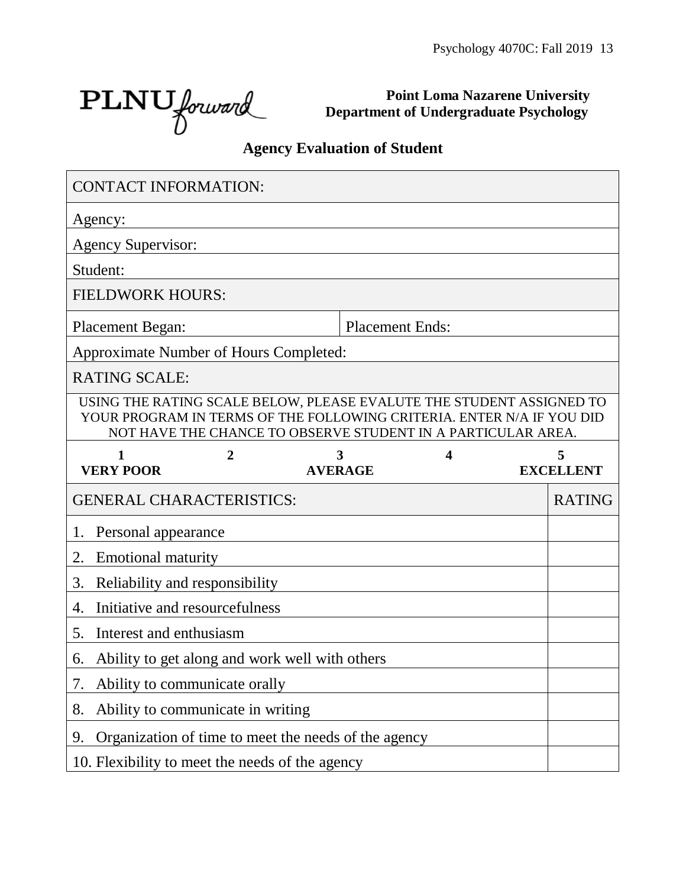PLNU forward

**Point Loma Nazarene University**
**Department of Undergraduate Psychology**

## Agency Evaluation of Student

| CONTACT INFORMATION: | |
|---|---|
| Agency: | |
| Agency Supervisor: | |
| Student: | |
| **FIELDWORK HOURS:** | |
| Placement Began: | Placement Ends: |
| Approximate Number of Hours Completed: | |
| **RATING SCALE:** | |

USING THE RATING SCALE BELOW, PLEASE EVALUTE THE STUDENT ASSIGNED TO YOUR PROGRAM IN TERMS OF THE FOLLOWING CRITERIA. ENTER N/A IF YOU DID NOT HAVE THE CHANCE TO OBSERVE STUDENT IN A PARTICULAR AREA.

| 1 | 2 | 3 | 4 | 5 |
|---|---|---|---|---|
| **VERY POOR** | | **AVERAGE** | | **EXCELLENT** |

| GENERAL CHARACTERISTICS: | RATING |
|---|---|
| 1. Personal appearance | |
| 2. Emotional maturity | |
| 3. Reliability and responsibility | |
| 4. Initiative and resourcefulness | |
| 5. Interest and enthusiasm | |
| 6. Ability to get along and work well with others | |
| 7. Ability to communicate orally | |
| 8. Ability to communicate in writing | |
| 9. Organization of time to meet the needs of the agency | |
| 10. Flexibility to meet the needs of the agency | |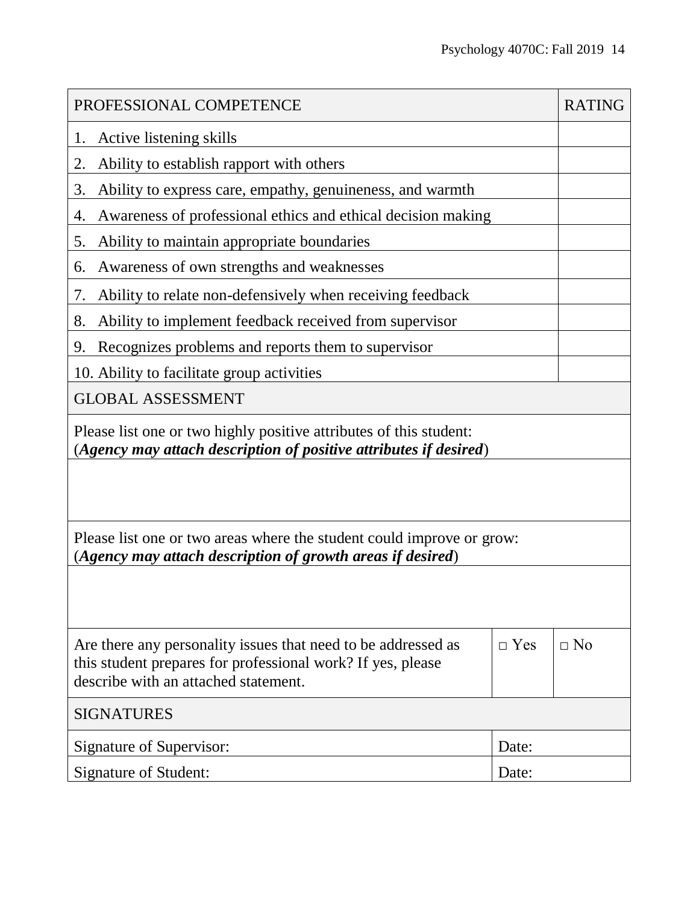| PROFESSIONAL COMPETENCE | RATING |
|---|---|
| 1. Active listening skills | |
| 2. Ability to establish rapport with others | |
| 3. Ability to express care, empathy, genuineness, and warmth | |
| 4. Awareness of professional ethics and ethical decision making | |
| 5. Ability to maintain appropriate boundaries | |
| 6. Awareness of own strengths and weaknesses | |
| 7. Ability to relate non-defensively when receiving feedback | |
| 8. Ability to implement feedback received from supervisor | |
| 9. Recognizes problems and reports them to supervisor | |
| 10. Ability to facilitate group activities | |

| GLOBAL ASSESSMENT | | |
|---|---|---|
| Please list one or two highly positive attributes of this student: (***Agency may attach description of positive attributes if desired***) | | |
| | | |
| Please list one or two areas where the student could improve or grow: (***Agency may attach description of growth areas if desired***) | | |
| | | |
| Are there any personality issues that need to be addressed as this student prepares for professional work? If yes, please describe with an attached statement. | □ Yes | □ No |

| SIGNATURES | |
|---|---|
| Signature of Supervisor: | Date: |
| Signature of Student: | Date: |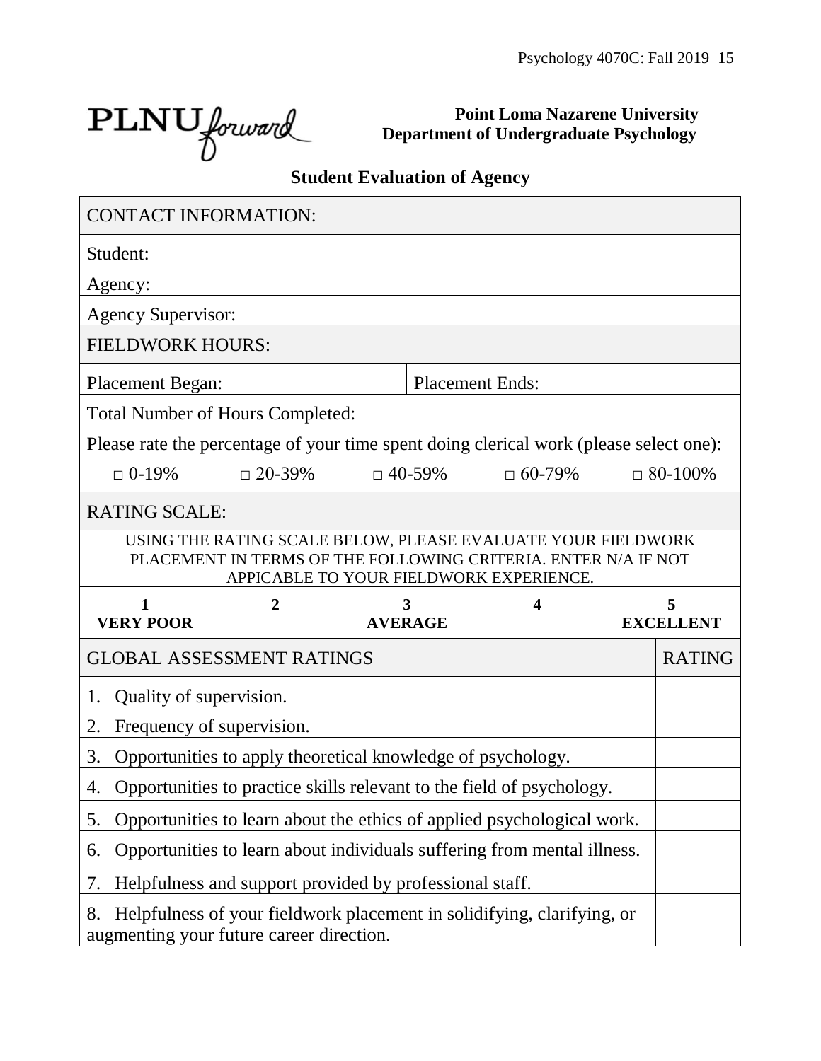PLNU forward

**Point Loma Nazarene University**
**Department of Undergraduate Psychology**

## Student Evaluation of Agency

| CONTACT INFORMATION: | |
|---|---|
| Student: | |
| Agency: | |
| Agency Supervisor: | |
| **FIELDWORK HOURS:** | |
| Placement Began: | Placement Ends: |
| Total Number of Hours Completed: | |

Please rate the percentage of your time spent doing clerical work (please select one):

□ 0-19%  □ 20-39%  □ 40-59%  □ 60-79%  □ 80-100%

**RATING SCALE:**

USING THE RATING SCALE BELOW, PLEASE EVALUATE YOUR FIELDWORK PLACEMENT IN TERMS OF THE FOLLOWING CRITERIA. ENTER N/A IF NOT APPICABLE TO YOUR FIELDWORK EXPERIENCE.

| 1 | 2 | 3 | 4 | 5 |
|---|---|---|---|---|
| **VERY POOR** | | **AVERAGE** | | **EXCELLENT** |

| GLOBAL ASSESSMENT RATINGS | RATING |
|---|---|
| 1. Quality of supervision. | |
| 2. Frequency of supervision. | |
| 3. Opportunities to apply theoretical knowledge of psychology. | |
| 4. Opportunities to practice skills relevant to the field of psychology. | |
| 5. Opportunities to learn about the ethics of applied psychological work. | |
| 6. Opportunities to learn about individuals suffering from mental illness. | |
| 7. Helpfulness and support provided by professional staff. | |
| 8. Helpfulness of your fieldwork placement in solidifying, clarifying, or augmenting your future career direction. | |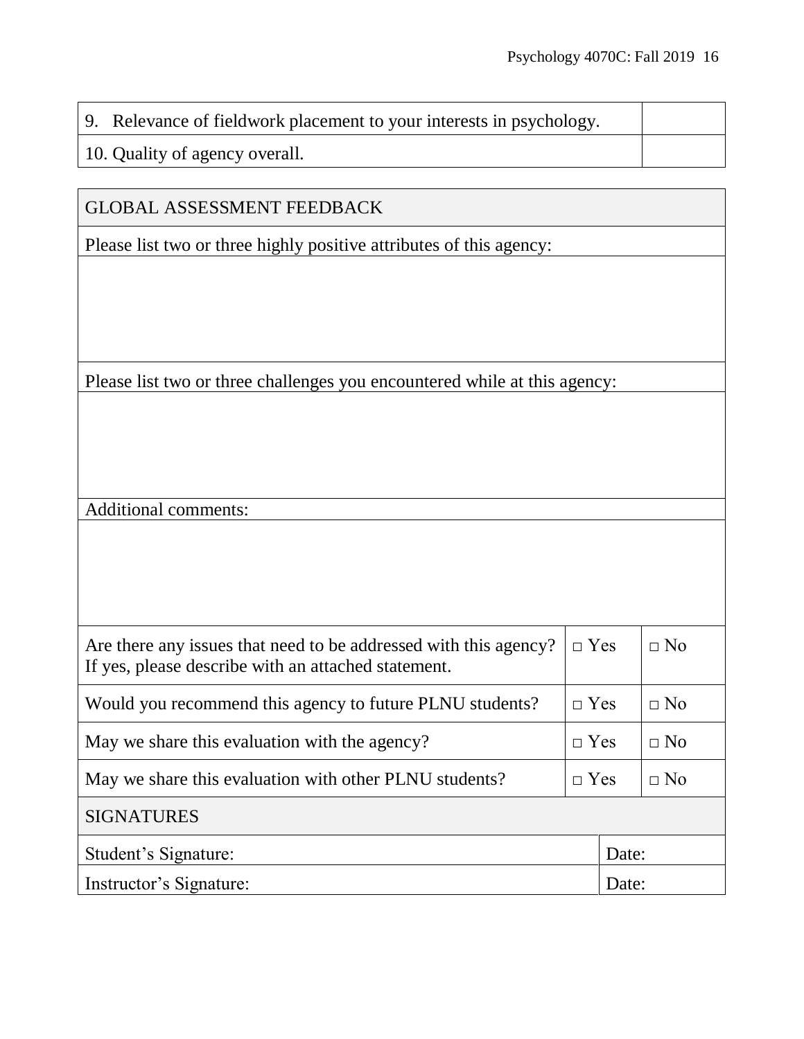| | |
|---|---|
| 9. Relevance of fieldwork placement to your interests in psychology. | |
| 10. Quality of agency overall. | |

| GLOBAL ASSESSMENT FEEDBACK | | |
|---|---|---|
| Please list two or three highly positive attributes of this agency: | | |
| | | |
| Please list two or three challenges you encountered while at this agency: | | |
| | | |
| Additional comments: | | |
| | | |
| Are there any issues that need to be addressed with this agency? If yes, please describe with an attached statement. | □ Yes | □ No |
| Would you recommend this agency to future PLNU students? | □ Yes | □ No |
| May we share this evaluation with the agency? | □ Yes | □ No |
| May we share this evaluation with other PLNU students? | □ Yes | □ No |

| SIGNATURES | |
|---|---|
| Student's Signature: | Date: |
| Instructor's Signature: | Date: |